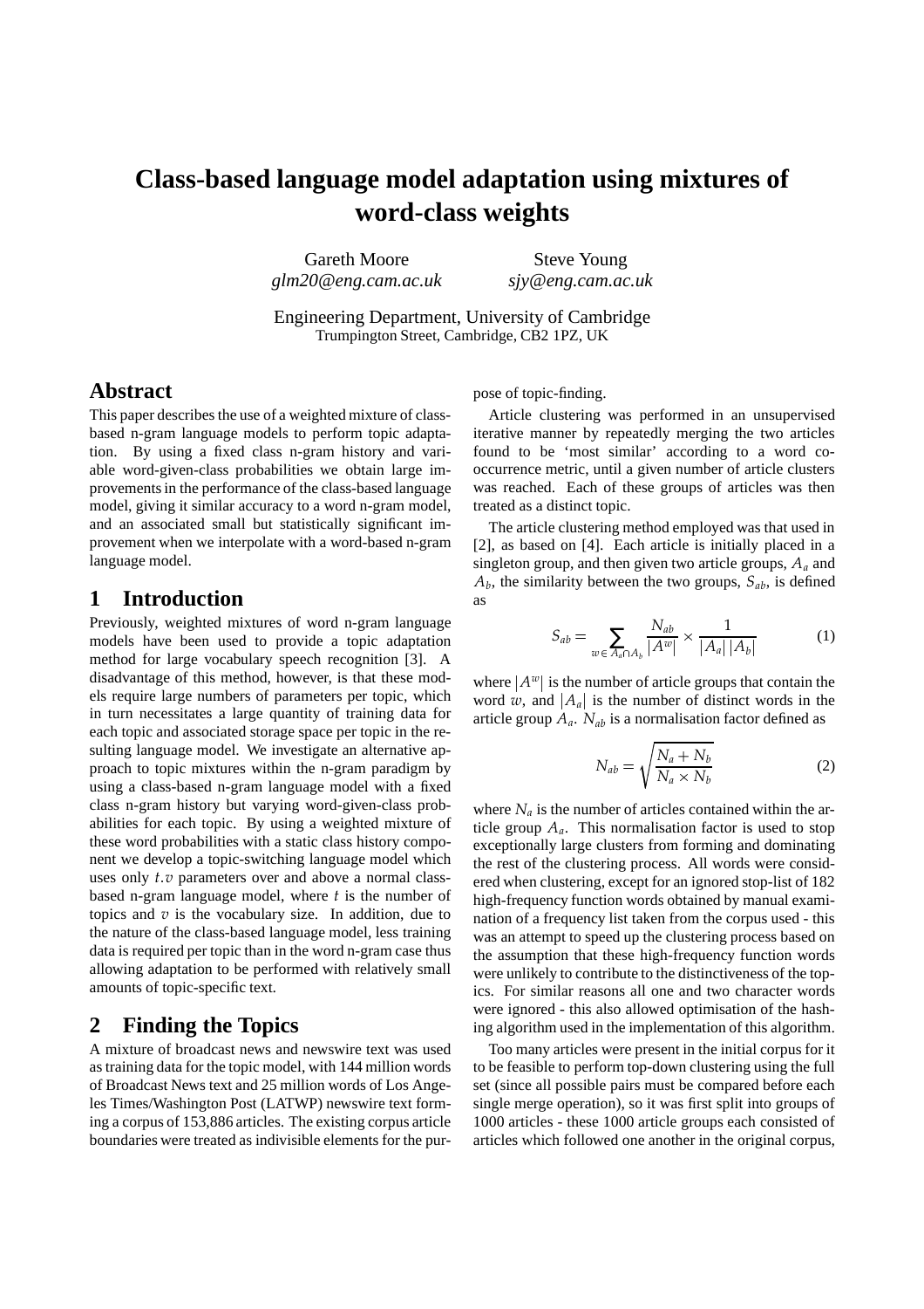# Class-based language model adaptation using mixtures of word-class weights

Gareth Moore
*glm20@eng.cam.ac.uk*

Steve Young
*sjy@eng.cam.ac.uk*

Engineering Department, University of Cambridge
Trumpington Street, Cambridge, CB2 1PZ, UK

## Abstract

This paper describes the use of a weighted mixture of class-based n-gram language models to perform topic adaptation. By using a fixed class n-gram history and variable word-given-class probabilities we obtain large improvements in the performance of the class-based language model, giving it similar accuracy to a word n-gram model, and an associated small but statistically significant improvement when we interpolate with a word-based n-gram language model.

## 1 Introduction

Previously, weighted mixtures of word n-gram language models have been used to provide a topic adaptation method for large vocabulary speech recognition [3]. A disadvantage of this method, however, is that these models require large numbers of parameters per topic, which in turn necessitates a large quantity of training data for each topic and associated storage space per topic in the resulting language model. We investigate an alternative approach to topic mixtures within the n-gram paradigm by using a class-based n-gram language model with a fixed class n-gram history but varying word-given-class probabilities for each topic. By using a weighted mixture of these word probabilities with a static class history component we develop a topic-switching language model which uses only $t.v$ parameters over and above a normal class-based n-gram language model, where $t$ is the number of topics and $v$ is the vocabulary size. In addition, due to the nature of the class-based language model, less training data is required per topic than in the word n-gram case thus allowing adaptation to be performed with relatively small amounts of topic-specific text.

## 2 Finding the Topics

A mixture of broadcast news and newswire text was used as training data for the topic model, with 144 million words of Broadcast News text and 25 million words of Los Angeles Times/Washington Post (LATWP) newswire text forming a corpus of 153,886 articles. The existing corpus article boundaries were treated as indivisible elements for the purpose of topic-finding.

Article clustering was performed in an unsupervised iterative manner by repeatedly merging the two articles found to be 'most similar' according to a word co-occurrence metric, until a given number of article clusters was reached. Each of these groups of articles was then treated as a distinct topic.

The article clustering method employed was that used in [2], as based on [4]. Each article is initially placed in a singleton group, and then given two article groups, $A_a$ and $A_b$, the similarity between the two groups, $S_{ab}$, is defined as

$$S_{ab} = \sum_{w \in A_a \cap A_b} \frac{N_{ab}}{|A^w|} \times \frac{1}{|A_a|\,|A_b|} \tag{1}$$

where $|A^w|$ is the number of article groups that contain the word $w$, and $|A_a|$ is the number of distinct words in the article group $A_a$. $N_{ab}$ is a normalisation factor defined as

$$N_{ab} = \sqrt{\frac{N_a + N_b}{N_a \times N_b}} \tag{2}$$

where $N_a$ is the number of articles contained within the article group $A_a$. This normalisation factor is used to stop exceptionally large clusters from forming and dominating the rest of the clustering process. All words were considered when clustering, except for an ignored stop-list of 182 high-frequency function words obtained by manual examination of a frequency list taken from the corpus used - this was an attempt to speed up the clustering process based on the assumption that these high-frequency function words were unlikely to contribute to the distinctiveness of the topics. For similar reasons all one and two character words were ignored - this also allowed optimisation of the hashing algorithm used in the implementation of this algorithm.

Too many articles were present in the initial corpus for it to be feasible to perform top-down clustering using the full set (since all possible pairs must be compared before each single merge operation), so it was first split into groups of 1000 articles - these 1000 article groups each consisted of articles which followed one another in the original corpus,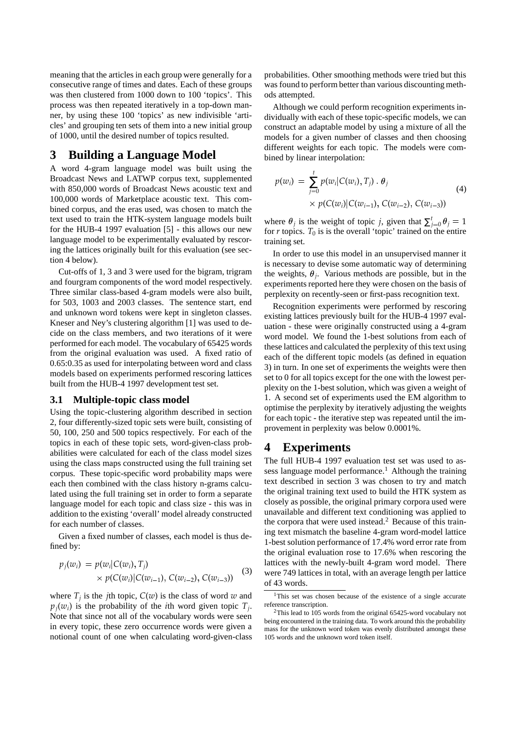meaning that the articles in each group were generally for a consecutive range of times and dates. Each of these groups was then clustered from 1000 down to 100 'topics'. This process was then repeated iteratively in a top-down manner, by using these 100 'topics' as new indivisible 'articles' and grouping ten sets of them into a new initial group of 1000, until the desired number of topics resulted.

# 3 Building a Language Model

A word 4-gram language model was built using the Broadcast News and LATWP corpus text, supplemented with 850,000 words of Broadcast News acoustic text and 100,000 words of Marketplace acoustic text. This combined corpus, and the eras used, was chosen to match the text used to train the HTK-system language models built for the HUB-4 1997 evaluation [5] - this allows our new language model to be experimentally evaluated by rescoring the lattices originally built for this evaluation (see section 4 below).

Cut-offs of 1, 3 and 3 were used for the bigram, trigram and fourgram components of the word model respectively. Three similar class-based 4-gram models were also built, for 503, 1003 and 2003 classes. The sentence start, end and unknown word tokens were kept in singleton classes. Kneser and Ney's clustering algorithm [1] was used to decide on the class members, and two iterations of it were performed for each model. The vocabulary of 65425 words from the original evaluation was used. A fixed ratio of 0.65:0.35 as used for interpolating between word and class models based on experiments performed rescoring lattices built from the HUB-4 1997 development test set.

## 3.1 Multiple-topic class model

Using the topic-clustering algorithm described in section 2, four differently-sized topic sets were built, consisting of 50, 100, 250 and 500 topics respectively. For each of the topics in each of these topic sets, word-given-class probabilities were calculated for each of the class model sizes using the class maps constructed using the full training set corpus. These topic-specific word probability maps were each then combined with the class history n-grams calculated using the full training set in order to form a separate language model for each topic and class size - this was in addition to the existing 'overall' model already constructed for each number of classes.

Given a fixed number of classes, each model is thus defined by:

$$\begin{aligned} p_j(w_i) &= p(w_i|C(w_i), T_j) \\ &\times p(C(w_i)|C(w_{i-1}), C(w_{i-2}), C(w_{i-3})) \end{aligned} \quad (3)$$

where $T_j$ is the $j$th topic, $C(w)$ is the class of word $w$ and $p_j(w_i)$ is the probability of the $i$th word given topic $T_j$. Note that since not all of the vocabulary words were seen in every topic, these zero occurrence words were given a notional count of one when calculating word-given-class probabilities. Other smoothing methods were tried but this was found to perform better than various discounting methods attempted.

Although we could perform recognition experiments individually with each of these topic-specific models, we can construct an adaptable model by using a mixture of all the models for a given number of classes and then choosing different weights for each topic. The models were combined by linear interpolation:

$$\begin{aligned} p(w_i) &= \sum_{j=0}^{t} p(w_i|C(w_i), T_j) \cdot \theta_j \\ &\times p(C(w_i)|C(w_{i-1}), C(w_{i-2}), C(w_{i-3})) \end{aligned} \quad (4)$$

where $\theta_j$ is the weight of topic $j$, given that $\sum_{j=0}^{t} \theta_j = 1$ for $r$ topics. $T_0$ is is the overall 'topic' trained on the entire training set.

In order to use this model in an unsupervised manner it is necessary to devise some automatic way of determining the weights, $\theta_j$. Various methods are possible, but in the experiments reported here they were chosen on the basis of perplexity on recently-seen or first-pass recognition text.

Recognition experiments were performed by rescoring existing lattices previously built for the HUB-4 1997 evaluation - these were originally constructed using a 4-gram word model. We found the 1-best solutions from each of these lattices and calculated the perplexity of this text using each of the different topic models (as defined in equation 3) in turn. In one set of experiments the weights were then set to 0 for all topics except for the one with the lowest perplexity on the 1-best solution, which was given a weight of 1. A second set of experiments used the EM algorithm to optimise the perplexity by iteratively adjusting the weights for each topic - the iterative step was repeated until the improvement in perplexity was below 0.0001%.

# 4 Experiments

The full HUB-4 1997 evaluation test set was used to assess language model performance.[1] Although the training text described in section 3 was chosen to try and match the original training text used to build the HTK system as closely as possible, the original primary corpora used were unavailable and different text conditioning was applied to the corpora that were used instead.[2] Because of this training text mismatch the baseline 4-gram word-model lattice 1-best solution performance of 17.4% word error rate from the original evaluation rose to 17.6% when rescoring the lattices with the newly-built 4-gram word model. There were 749 lattices in total, with an average length per lattice of 43 words.

[1] This set was chosen because of the existence of a single accurate reference transcription.

[2] This lead to 105 words from the original 65425-word vocabulary not being encountered in the training data. To work around this the probability mass for the unknown word token was evenly distributed amongst these 105 words and the unknown word token itself.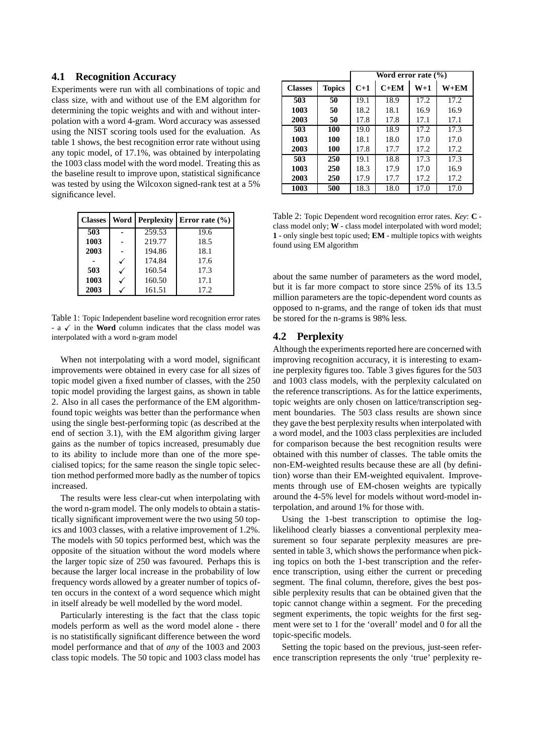### 4.1 Recognition Accuracy

Experiments were run with all combinations of topic and class size, with and without use of the EM algorithm for determining the topic weights and with and without interpolation with a word 4-gram. Word accuracy was assessed using the NIST scoring tools used for the evaluation. As table 1 shows, the best recognition error rate without using any topic model, of 17.1%, was obtained by interpolating the 1003 class model with the word model. Treating this as the baseline result to improve upon, statistical significance was tested by using the Wilcoxon signed-rank test at a 5% significance level.

| Classes | Word | Perplexity | Error rate (%) |
|---|---|---|---|
| **503** | - | 259.53 | 19.6 |
| **1003** | - | 219.77 | 18.5 |
| **2003** | - | 194.86 | 18.1 |
| - | ✓ | 174.84 | 17.6 |
| **503** | ✓ | 160.54 | 17.3 |
| **1003** | ✓ | 160.50 | 17.1 |
| **2003** | ✓ | 161.51 | 17.2 |

Table 1: Topic Independent baseline word recognition error rates - a ✓ in the **Word** column indicates that the class model was interpolated with a word n-gram model

When not interpolating with a word model, significant improvements were obtained in every case for all sizes of topic model given a fixed number of classes, with the 250 topic model providing the largest gains, as shown in table 2. Also in all cases the performance of the EM algorithm-found topic weights was better than the performance when using the single best-performing topic (as described at the end of section 3.1), with the EM algorithm giving larger gains as the number of topics increased, presumably due to its ability to include more than one of the more specialised topics; for the same reason the single topic selection method performed more badly as the number of topics increased.

The results were less clear-cut when interpolating with the word n-gram model. The only models to obtain a statistically significant improvement were the two using 50 topics and 1003 classes, with a relative improvement of 1.2%. The models with 50 topics performed best, which was the opposite of the situation without the word models where the larger topic size of 250 was favoured. Perhaps this is because the larger local increase in the probability of low frequency words allowed by a greater number of topics often occurs in the context of a word sequence which might in itself already be well modelled by the word model.

Particularly interesting is the fact that the class topic models perform as well as the word model alone - there is no statistifically significant difference between the word model performance and that of *any* of the 1003 and 2003 class topic models. The 50 topic and 1003 class model has about the same number of parameters as the word model, but it is far more compact to store since 25% of its 13.5 million parameters are the topic-dependent word counts as opposed to n-grams, and the range of token ids that must be stored for the n-grams is 98% less.

| | | Word error rate (%) | | | |
|---|---|---|---|---|---|
| **Classes** | **Topics** | **C+1** | **C+EM** | **W+1** | **W+EM** |
| **503** | **50** | 19.1 | 18.9 | 17.2 | 17.2 |
| **1003** | **50** | 18.2 | 18.1 | 16.9 | 16.9 |
| **2003** | **50** | 17.8 | 17.8 | 17.1 | 17.1 |
| **503** | **100** | 19.0 | 18.9 | 17.2 | 17.3 |
| **1003** | **100** | 18.1 | 18.0 | 17.0 | 17.0 |
| **2003** | **100** | 17.8 | 17.7 | 17.2 | 17.2 |
| **503** | **250** | 19.1 | 18.8 | 17.3 | 17.3 |
| **1003** | **250** | 18.3 | 17.9 | 17.0 | 16.9 |
| **2003** | **250** | 17.9 | 17.7 | 17.2 | 17.2 |
| **1003** | **500** | 18.3 | 18.0 | 17.0 | 17.0 |

Table 2: Topic Dependent word recognition error rates. *Key*: **C** - class model only; **W** - class model interpolated with word model; **1** - only single best topic used; **EM** - multiple topics with weights found using EM algorithm

### 4.2 Perplexity

Although the experiments reported here are concerned with improving recognition accuracy, it is interesting to examine perplexity figures too. Table 3 gives figures for the 503 and 1003 class models, with the perplexity calculated on the reference transcriptions. As for the lattice experiments, topic weights are only chosen on lattice/transcription segment boundaries. The 503 class results are shown since they gave the best perplexity results when interpolated with a word model, and the 1003 class perplexities are included for comparison because the best recognition results were obtained with this number of classes. The table omits the non-EM-weighted results because these are all (by definition) worse than their EM-weighted equivalent. Improvements through use of EM-chosen weights are typically around the 4-5% level for models without word-model interpolation, and around 1% for those with.

Using the 1-best transcription to optimise the log-likelihood clearly biasses a conventional perplexity measurement so four separate perplexity measures are presented in table 3, which shows the performance when picking topics on both the 1-best transcription and the reference transcription, using either the current or preceding segment. The final column, therefore, gives the best possible perplexity results that can be obtained given that the topic cannot change within a segment. For the preceding segment experiments, the topic weights for the first segment were set to 1 for the 'overall' model and 0 for all the topic-specific models.

Setting the topic based on the previous, just-seen reference transcription represents the only 'true' perplexity re-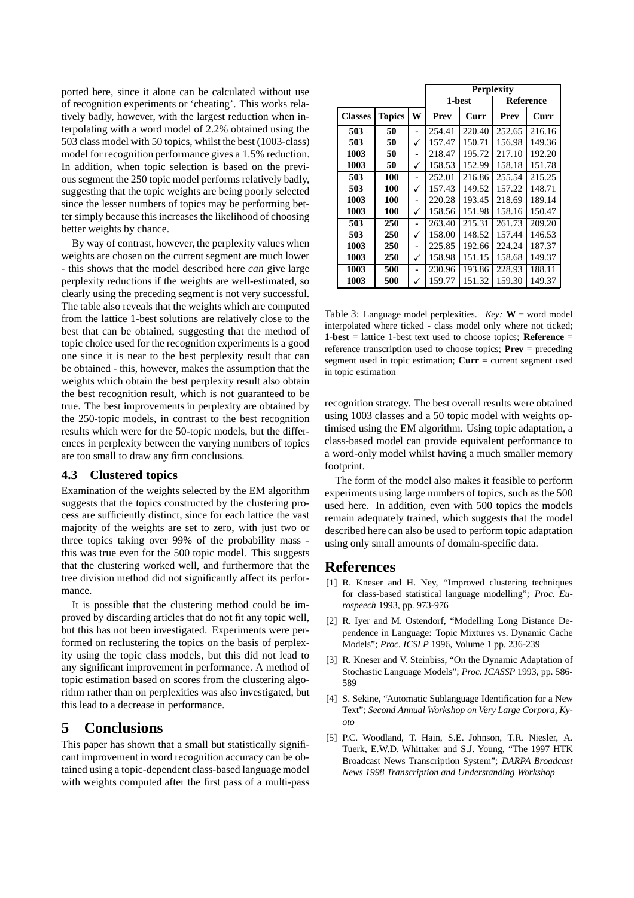ported here, since it alone can be calculated without use of recognition experiments or 'cheating'. This works relatively badly, however, with the largest reduction when interpolating with a word model of 2.2% obtained using the 503 class model with 50 topics, whilst the best (1003-class) model for recognition performance gives a 1.5% reduction. In addition, when topic selection is based on the previous segment the 250 topic model performs relatively badly, suggesting that the topic weights are being poorly selected since the lesser numbers of topics may be performing better simply because this increases the likelihood of choosing better weights by chance.

By way of contrast, however, the perplexity values when weights are chosen on the current segment are much lower - this shows that the model described here *can* give large perplexity reductions if the weights are well-estimated, so clearly using the preceding segment is not very successful. The table also reveals that the weights which are computed from the lattice 1-best solutions are relatively close to the best that can be obtained, suggesting that the method of topic choice used for the recognition experiments is a good one since it is near to the best perplexity result that can be obtained - this, however, makes the assumption that the weights which obtain the best perplexity result also obtain the best recognition result, which is not guaranteed to be true. The best improvements in perplexity are obtained by the 250-topic models, in contrast to the best recognition results which were for the 50-topic models, but the differences in perplexity between the varying numbers of topics are too small to draw any firm conclusions.

### 4.3 Clustered topics

Examination of the weights selected by the EM algorithm suggests that the topics constructed by the clustering process are sufficiently distinct, since for each lattice the vast majority of the weights are set to zero, with just two or three topics taking over 99% of the probability mass - this was true even for the 500 topic model. This suggests that the clustering worked well, and furthermore that the tree division method did not significantly affect its performance.

It is possible that the clustering method could be improved by discarding articles that do not fit any topic well, but this has not been investigated. Experiments were performed on reclustering the topics on the basis of perplexity using the topic class models, but this did not lead to any significant improvement in performance. A method of topic estimation based on scores from the clustering algorithm rather than on perplexities was also investigated, but this lead to a decrease in performance.

## 5 Conclusions

This paper has shown that a small but statistically significant improvement in word recognition accuracy can be obtained using a topic-dependent class-based language model with weights computed after the first pass of a multi-pass recognition strategy. The best overall results were obtained using 1003 classes and a 50 topic model with weights optimised using the EM algorithm. Using topic adaptation, a class-based model can provide equivalent performance to a word-only model whilst having a much smaller memory footprint.

The form of the model also makes it feasible to perform experiments using large numbers of topics, such as the 500 used here. In addition, even with 500 topics the models remain adequately trained, which suggests that the model described here can also be used to perform topic adaptation using only small amounts of domain-specific data.

| | | | **Perplexity** | | | |
|---|---|---|---|---|---|---|
| | | | **1-best** | | **Reference** | |
| **Classes** | **Topics** | **W** | **Prev** | **Curr** | **Prev** | **Curr** |
| **503** | **50** | - | 254.41 | 220.40 | 252.65 | 216.16 |
| **503** | **50** | ✓ | 157.47 | 150.71 | 156.98 | 149.36 |
| **1003** | **50** | - | 218.47 | 195.72 | 217.10 | 192.20 |
| **1003** | **50** | ✓ | 158.53 | 152.99 | 158.18 | 151.78 |
| **503** | **100** | - | 252.01 | 216.86 | 255.54 | 215.25 |
| **503** | **100** | ✓ | 157.43 | 149.52 | 157.22 | 148.71 |
| **1003** | **100** | - | 220.28 | 193.45 | 218.69 | 189.14 |
| **1003** | **100** | ✓ | 158.56 | 151.98 | 158.16 | 150.47 |
| **503** | **250** | - | 263.40 | 215.31 | 261.73 | 209.20 |
| **503** | **250** | ✓ | 158.00 | 148.52 | 157.44 | 146.53 |
| **1003** | **250** | - | 225.85 | 192.66 | 224.24 | 187.37 |
| **1003** | **250** | ✓ | 158.98 | 151.15 | 158.68 | 149.37 |
| **1003** | **500** | - | 230.96 | 193.86 | 228.93 | 188.11 |
| **1003** | **500** | ✓ | 159.77 | 151.32 | 159.30 | 149.37 |

Table 3: Language model perplexities. *Key:* **W** = word model interpolated where ticked - class model only where not ticked; **1-best** = lattice 1-best text used to choose topics; **Reference** = reference transcription used to choose topics; **Prev** = preceding segment used in topic estimation; **Curr** = current segment used in topic estimation

## References

[1] R. Kneser and H. Ney, "Improved clustering techniques for class-based statistical language modelling"; *Proc. Eurospeech* 1993, pp. 973-976

[2] R. Iyer and M. Ostendorf, "Modelling Long Distance Dependence in Language: Topic Mixtures vs. Dynamic Cache Models"; *Proc. ICSLP* 1996, Volume 1 pp. 236-239

[3] R. Kneser and V. Steinbiss, "On the Dynamic Adaptation of Stochastic Language Models"; *Proc. ICASSP* 1993, pp. 586-589

[4] S. Sekine, "Automatic Sublanguage Identification for a New Text"; *Second Annual Workshop on Very Large Corpora, Kyoto*

[5] P.C. Woodland, T. Hain, S.E. Johnson, T.R. Niesler, A. Tuerk, E.W.D. Whittaker and S.J. Young, "The 1997 HTK Broadcast News Transcription System"; *DARPA Broadcast News 1998 Transcription and Understanding Workshop*